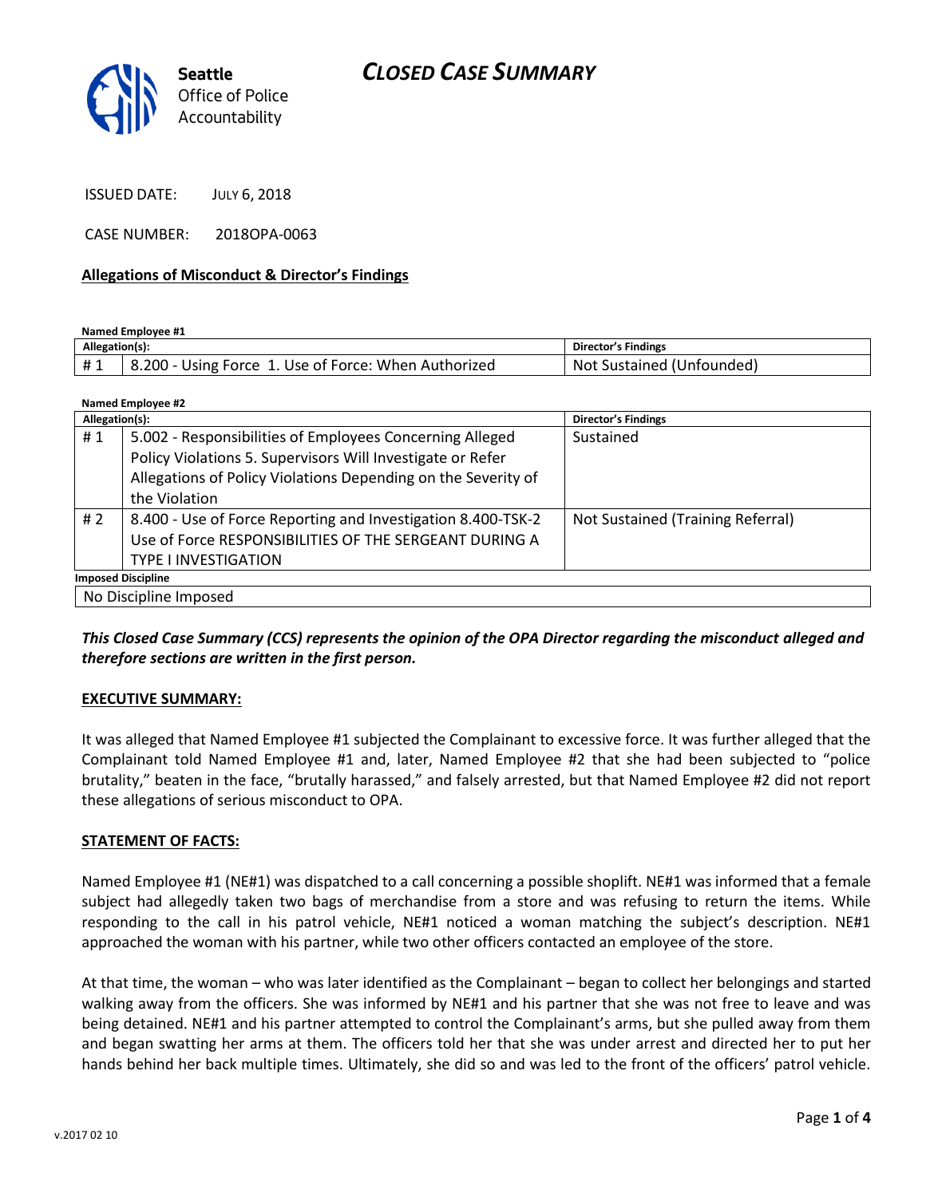# CLOSED CASE SUMMARY

Seattle Office of Police Accountability

ISSUED DATE: JULY 6, 2018

CASE NUMBER: 2018OPA-0063

## Allegations of Misconduct & Director's Findings

**Named Employee #1**

| Allegation(s): | | Director's Findings |
|---|---|---|
| # 1 | 8.200 - Using Force 1. Use of Force: When Authorized | Not Sustained (Unfounded) |

**Named Employee #2**

| Allegation(s): | | Director's Findings |
|---|---|---|
| # 1 | 5.002 - Responsibilities of Employees Concerning Alleged Policy Violations 5. Supervisors Will Investigate or Refer Allegations of Policy Violations Depending on the Severity of the Violation | Sustained |
| # 2 | 8.400 - Use of Force Reporting and Investigation 8.400-TSK-2 Use of Force RESPONSIBILITIES OF THE SERGEANT DURING A TYPE I INVESTIGATION | Not Sustained (Training Referral) |
| **Imposed Discipline** | | |
| No Discipline Imposed | | |

***This Closed Case Summary (CCS) represents the opinion of the OPA Director regarding the misconduct alleged and therefore sections are written in the first person.***

### EXECUTIVE SUMMARY:

It was alleged that Named Employee #1 subjected the Complainant to excessive force. It was further alleged that the Complainant told Named Employee #1 and, later, Named Employee #2 that she had been subjected to "police brutality," beaten in the face, "brutally harassed," and falsely arrested, but that Named Employee #2 did not report these allegations of serious misconduct to OPA.

### STATEMENT OF FACTS:

Named Employee #1 (NE#1) was dispatched to a call concerning a possible shoplift. NE#1 was informed that a female subject had allegedly taken two bags of merchandise from a store and was refusing to return the items. While responding to the call in his patrol vehicle, NE#1 noticed a woman matching the subject's description. NE#1 approached the woman with his partner, while two other officers contacted an employee of the store.

At that time, the woman – who was later identified as the Complainant – began to collect her belongings and started walking away from the officers. She was informed by NE#1 and his partner that she was not free to leave and was being detained. NE#1 and his partner attempted to control the Complainant's arms, but she pulled away from them and began swatting her arms at them. The officers told her that she was under arrest and directed her to put her hands behind her back multiple times. Ultimately, she did so and was led to the front of the officers' patrol vehicle.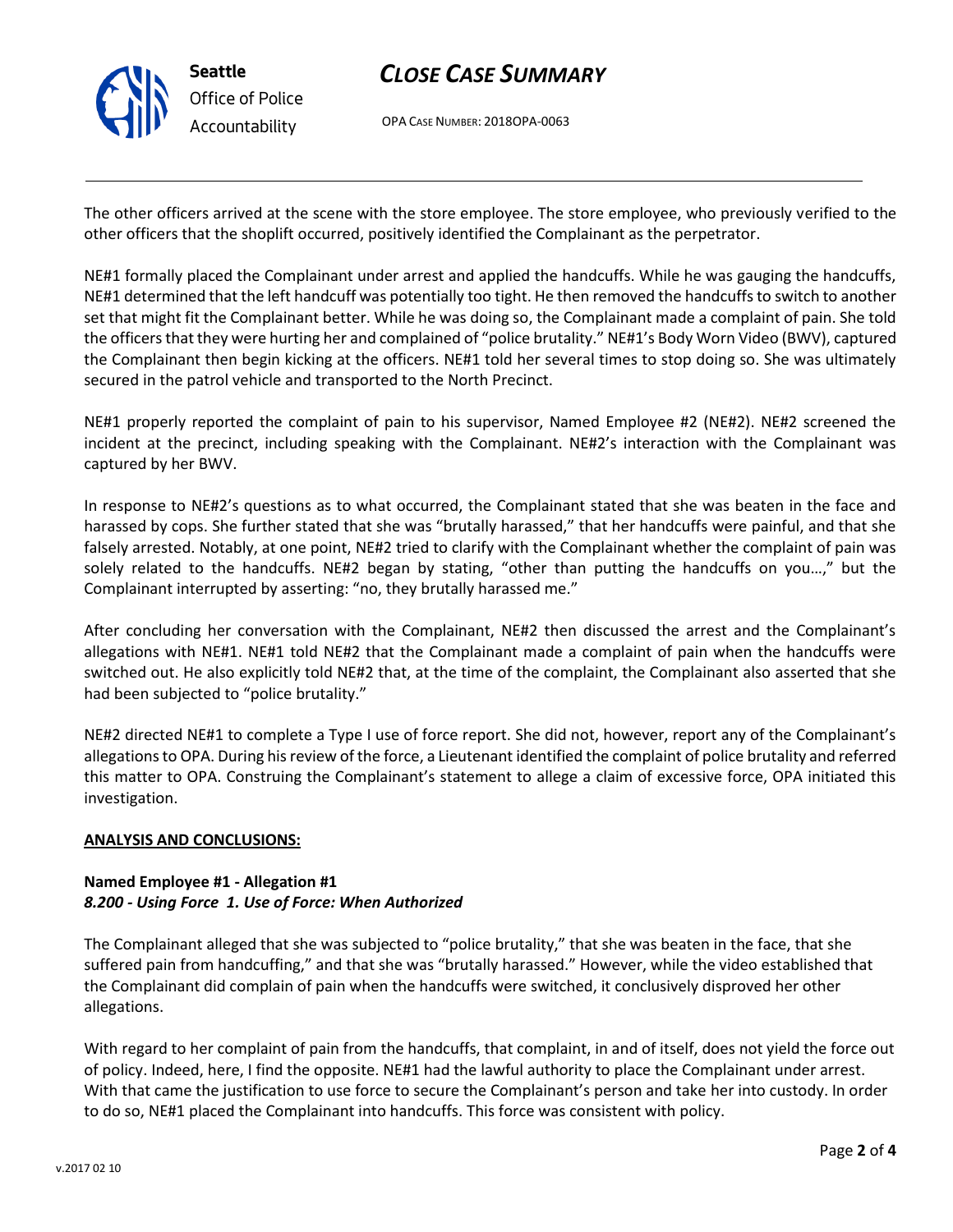The other officers arrived at the scene with the store employee. The store employee, who previously verified to the other officers that the shoplift occurred, positively identified the Complainant as the perpetrator.

NE#1 formally placed the Complainant under arrest and applied the handcuffs. While he was gauging the handcuffs, NE#1 determined that the left handcuff was potentially too tight. He then removed the handcuffs to switch to another set that might fit the Complainant better. While he was doing so, the Complainant made a complaint of pain. She told the officers that they were hurting her and complained of "police brutality." NE#1's Body Worn Video (BWV), captured the Complainant then begin kicking at the officers. NE#1 told her several times to stop doing so. She was ultimately secured in the patrol vehicle and transported to the North Precinct.

NE#1 properly reported the complaint of pain to his supervisor, Named Employee #2 (NE#2). NE#2 screened the incident at the precinct, including speaking with the Complainant. NE#2's interaction with the Complainant was captured by her BWV.

In response to NE#2's questions as to what occurred, the Complainant stated that she was beaten in the face and harassed by cops. She further stated that she was "brutally harassed," that her handcuffs were painful, and that she falsely arrested. Notably, at one point, NE#2 tried to clarify with the Complainant whether the complaint of pain was solely related to the handcuffs. NE#2 began by stating, "other than putting the handcuffs on you…," but the Complainant interrupted by asserting: "no, they brutally harassed me."

After concluding her conversation with the Complainant, NE#2 then discussed the arrest and the Complainant's allegations with NE#1. NE#1 told NE#2 that the Complainant made a complaint of pain when the handcuffs were switched out. He also explicitly told NE#2 that, at the time of the complaint, the Complainant also asserted that she had been subjected to "police brutality."

NE#2 directed NE#1 to complete a Type I use of force report. She did not, however, report any of the Complainant's allegations to OPA. During his review of the force, a Lieutenant identified the complaint of police brutality and referred this matter to OPA. Construing the Complainant's statement to allege a claim of excessive force, OPA initiated this investigation.

**ANALYSIS AND CONCLUSIONS:**

**Named Employee #1 - Allegation #1**
***8.200 - Using Force 1. Use of Force: When Authorized***

The Complainant alleged that she was subjected to "police brutality," that she was beaten in the face, that she suffered pain from handcuffing," and that she was "brutally harassed." However, while the video established that the Complainant did complain of pain when the handcuffs were switched, it conclusively disproved her other allegations.

With regard to her complaint of pain from the handcuffs, that complaint, in and of itself, does not yield the force out of policy. Indeed, here, I find the opposite. NE#1 had the lawful authority to place the Complainant under arrest. With that came the justification to use force to secure the Complainant's person and take her into custody. In order to do so, NE#1 placed the Complainant into handcuffs. This force was consistent with policy.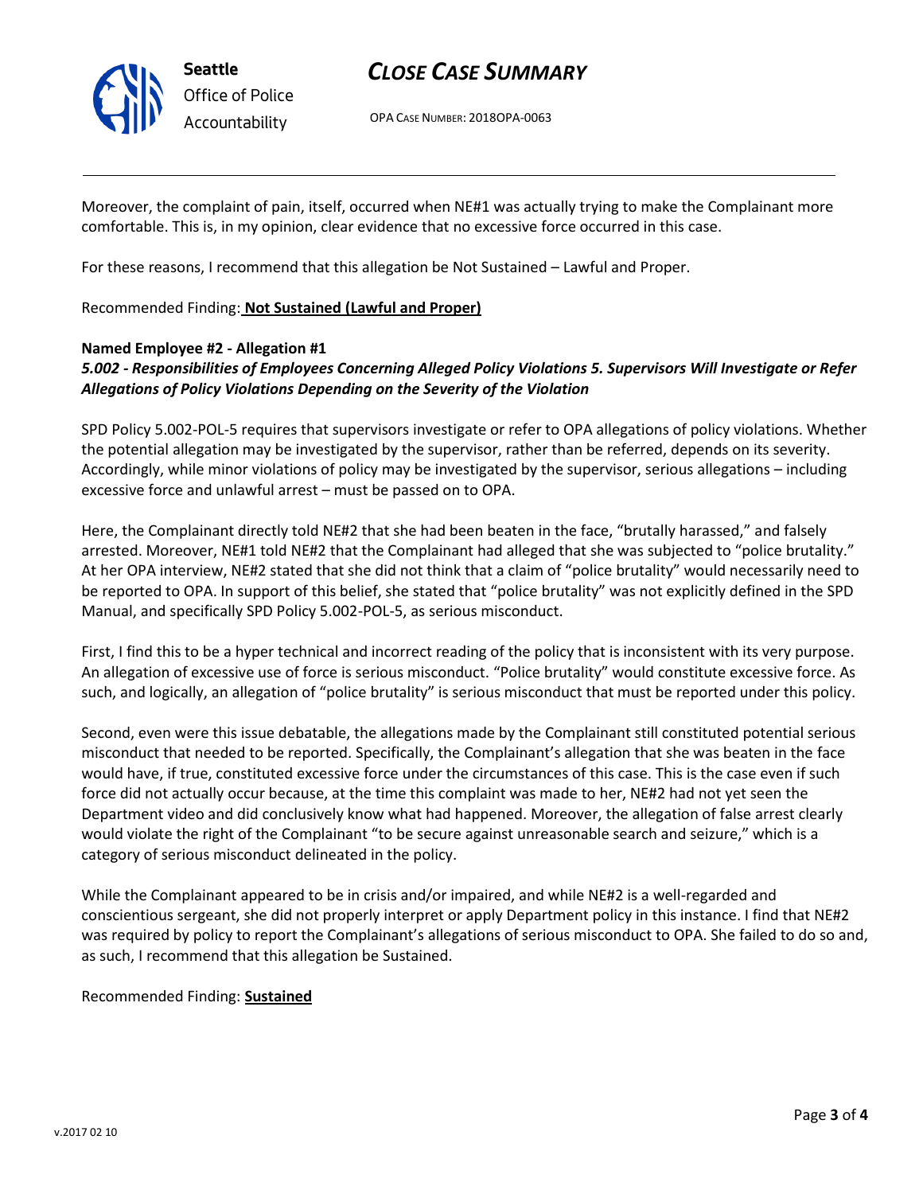Moreover, the complaint of pain, itself, occurred when NE#1 was actually trying to make the Complainant more comfortable. This is, in my opinion, clear evidence that no excessive force occurred in this case.

For these reasons, I recommend that this allegation be Not Sustained – Lawful and Proper.

Recommended Finding: **Not Sustained (Lawful and Proper)**

**Named Employee #2 - Allegation #1**
***5.002 - Responsibilities of Employees Concerning Alleged Policy Violations 5. Supervisors Will Investigate or Refer Allegations of Policy Violations Depending on the Severity of the Violation***

SPD Policy 5.002-POL-5 requires that supervisors investigate or refer to OPA allegations of policy violations. Whether the potential allegation may be investigated by the supervisor, rather than be referred, depends on its severity. Accordingly, while minor violations of policy may be investigated by the supervisor, serious allegations – including excessive force and unlawful arrest – must be passed on to OPA.

Here, the Complainant directly told NE#2 that she had been beaten in the face, "brutally harassed," and falsely arrested. Moreover, NE#1 told NE#2 that the Complainant had alleged that she was subjected to "police brutality." At her OPA interview, NE#2 stated that she did not think that a claim of "police brutality" would necessarily need to be reported to OPA. In support of this belief, she stated that "police brutality" was not explicitly defined in the SPD Manual, and specifically SPD Policy 5.002-POL-5, as serious misconduct.

First, I find this to be a hyper technical and incorrect reading of the policy that is inconsistent with its very purpose. An allegation of excessive use of force is serious misconduct. "Police brutality" would constitute excessive force. As such, and logically, an allegation of "police brutality" is serious misconduct that must be reported under this policy.

Second, even were this issue debatable, the allegations made by the Complainant still constituted potential serious misconduct that needed to be reported. Specifically, the Complainant's allegation that she was beaten in the face would have, if true, constituted excessive force under the circumstances of this case. This is the case even if such force did not actually occur because, at the time this complaint was made to her, NE#2 had not yet seen the Department video and did conclusively know what had happened. Moreover, the allegation of false arrest clearly would violate the right of the Complainant "to be secure against unreasonable search and seizure," which is a category of serious misconduct delineated in the policy.

While the Complainant appeared to be in crisis and/or impaired, and while NE#2 is a well-regarded and conscientious sergeant, she did not properly interpret or apply Department policy in this instance. I find that NE#2 was required by policy to report the Complainant's allegations of serious misconduct to OPA. She failed to do so and, as such, I recommend that this allegation be Sustained.

Recommended Finding: **Sustained**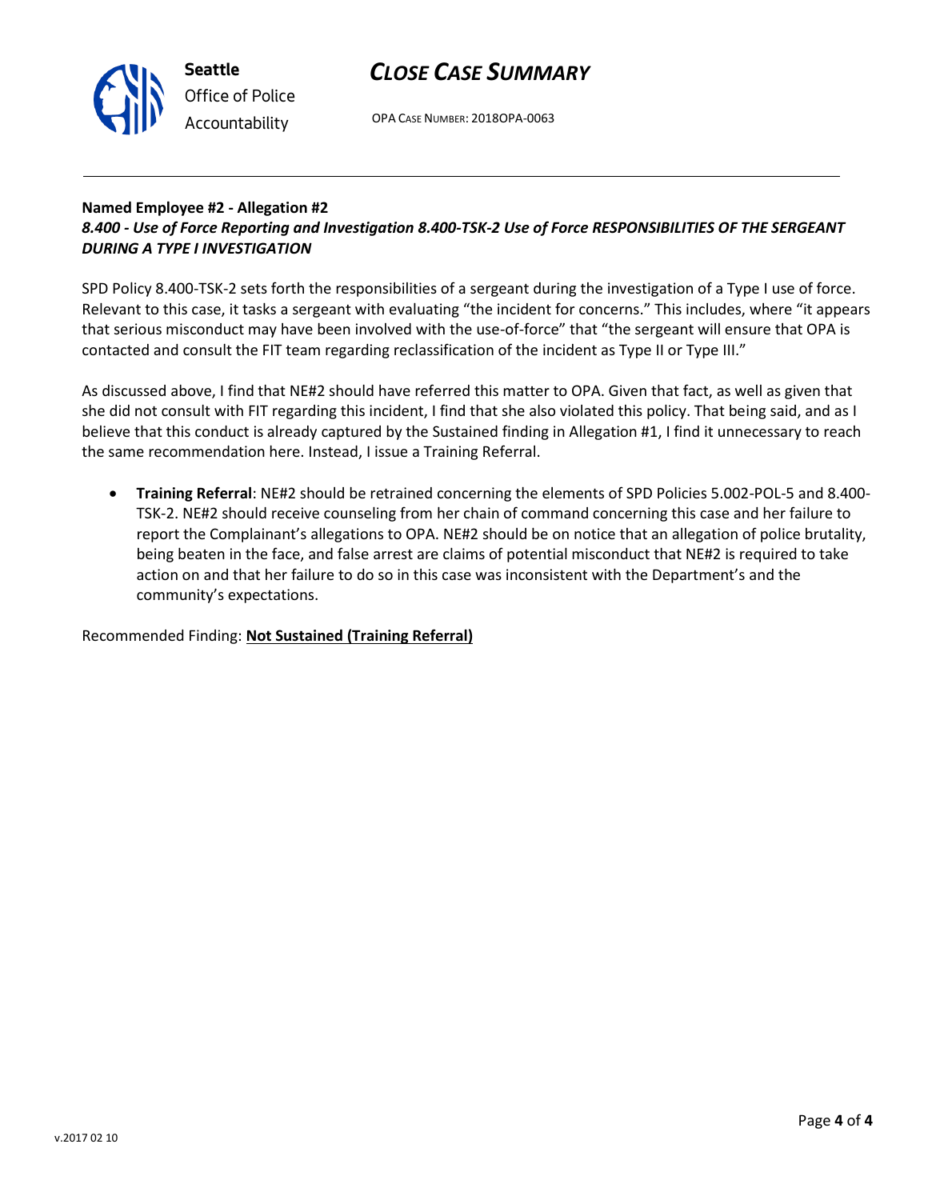**Named Employee #2 - Allegation #2**
***8.400 - Use of Force Reporting and Investigation 8.400-TSK-2 Use of Force RESPONSIBILITIES OF THE SERGEANT DURING A TYPE I INVESTIGATION***

SPD Policy 8.400-TSK-2 sets forth the responsibilities of a sergeant during the investigation of a Type I use of force. Relevant to this case, it tasks a sergeant with evaluating "the incident for concerns." This includes, where "it appears that serious misconduct may have been involved with the use-of-force" that "the sergeant will ensure that OPA is contacted and consult the FIT team regarding reclassification of the incident as Type II or Type III."

As discussed above, I find that NE#2 should have referred this matter to OPA. Given that fact, as well as given that she did not consult with FIT regarding this incident, I find that she also violated this policy. That being said, and as I believe that this conduct is already captured by the Sustained finding in Allegation #1, I find it unnecessary to reach the same recommendation here. Instead, I issue a Training Referral.

- **Training Referral**: NE#2 should be retrained concerning the elements of SPD Policies 5.002-POL-5 and 8.400-TSK-2. NE#2 should receive counseling from her chain of command concerning this case and her failure to report the Complainant's allegations to OPA. NE#2 should be on notice that an allegation of police brutality, being beaten in the face, and false arrest are claims of potential misconduct that NE#2 is required to take action on and that her failure to do so in this case was inconsistent with the Department's and the community's expectations.

Recommended Finding: **Not Sustained (Training Referral)**